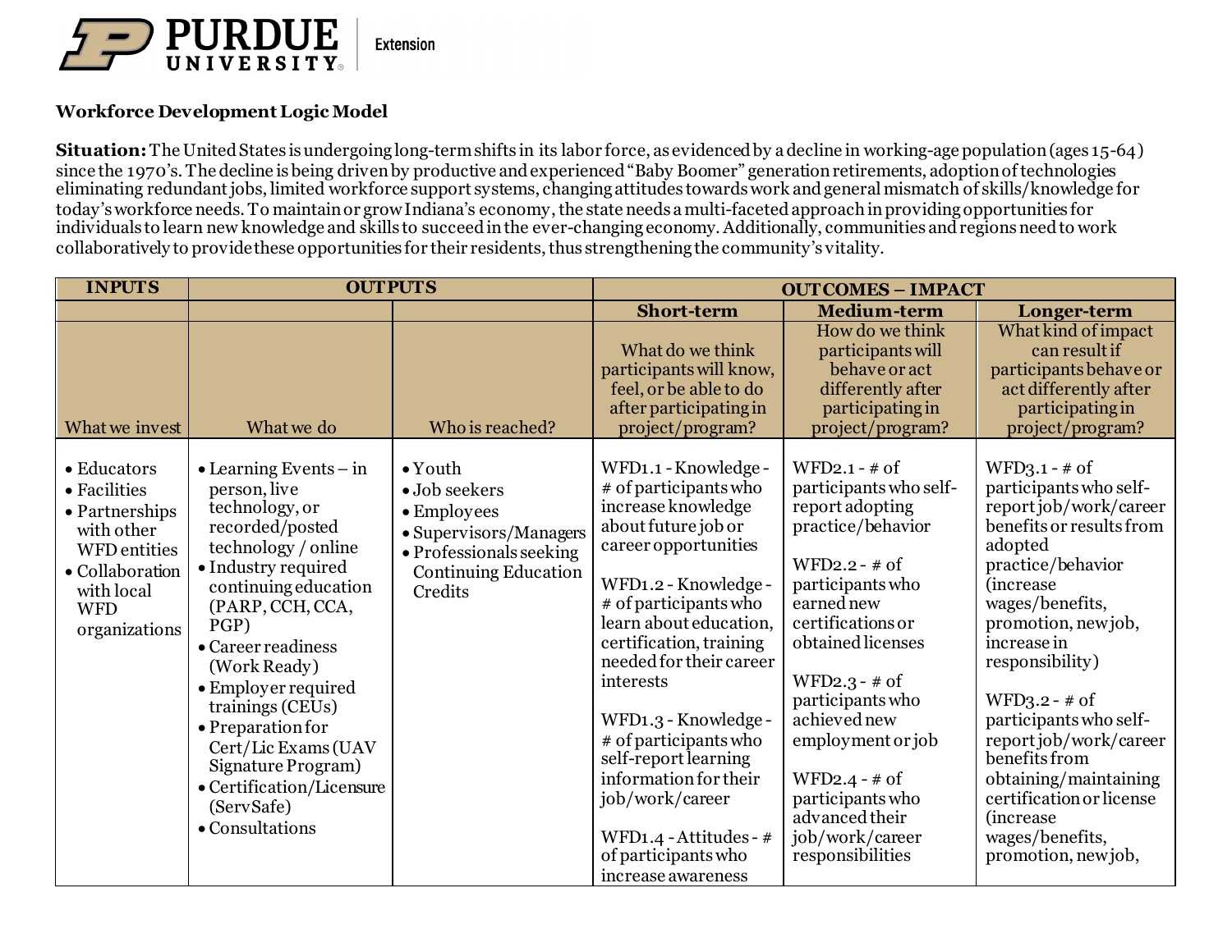**Workforce Development Logic Model**

**Situation:** The United States is undergoing long-term shifts in its labor force, as evidenced by a decline in working-age population (ages 15-64) since the 1970's. The decline is being driven by productive and experienced "Baby Boomer" generation retirements, adoption of technologies eliminating redundant jobs, limited workforce support systems, changing attitudes towards work and general mismatch of skills/knowledge for today's workforce needs. To maintain or grow Indiana's economy, the state needs a multi-faceted approach in providing opportunities for individuals to learn new knowledge and skills to succeed in the ever-changing economy. Additionally, communities and regions need to work collaboratively to provide these opportunities for their residents, thus strengthening the community's vitality.

| INPUTS | OUTPUTS | | OUTCOMES – IMPACT | | |
|---|---|---|---|---|---|
| | | | **Short-term** | **Medium-term** | **Longer-term** |
| What we invest | What we do | Who is reached? | What do we think participants will know, feel, or be able to do after participating in project/program? | How do we think participants will behave or act differently after participating in project/program? | What kind of impact can result if participants behave or act differently after participating in project/program? |
| • Educators<br>• Facilities<br>• Partnerships with other WFD entities<br>• Collaboration with local WFD organizations | • Learning Events – in person, live technology, or recorded/posted technology / online<br>• Industry required continuing education (PARP, CCH, CCA, PGP)<br>• Career readiness (Work Ready)<br>• Employer required trainings (CEUs)<br>• Preparation for Cert/Lic Exams (UAV Signature Program)<br>• Certification/Licensure (ServSafe)<br>• Consultations | • Youth<br>• Job seekers<br>• Employees<br>• Supervisors/Managers<br>• Professionals seeking Continuing Education Credits | WFD1.1 - Knowledge - # of participants who increase knowledge about future job or career opportunities<br><br>WFD1.2 - Knowledge - # of participants who learn about education, certification, training needed for their career interests<br><br>WFD1.3 - Knowledge - # of participants who self-report learning information for their job/work/career<br><br>WFD1.4 - Attitudes - # of participants who increase awareness | WFD2.1 - # of participants who self-report adopting practice/behavior<br><br>WFD2.2 - # of participants who earned new certifications or obtained licenses<br><br>WFD2.3 - # of participants who achieved new employment or job<br><br>WFD2.4 - # of participants who advanced their job/work/career responsibilities | WFD3.1 - # of participants who self-report job/work/career benefits or results from adopted practice/behavior (increase wages/benefits, promotion, new job, increase in responsibility)<br><br>WFD3.2 - # of participants who self-report job/work/career benefits from obtaining/maintaining certification or license (increase wages/benefits, promotion, new job, |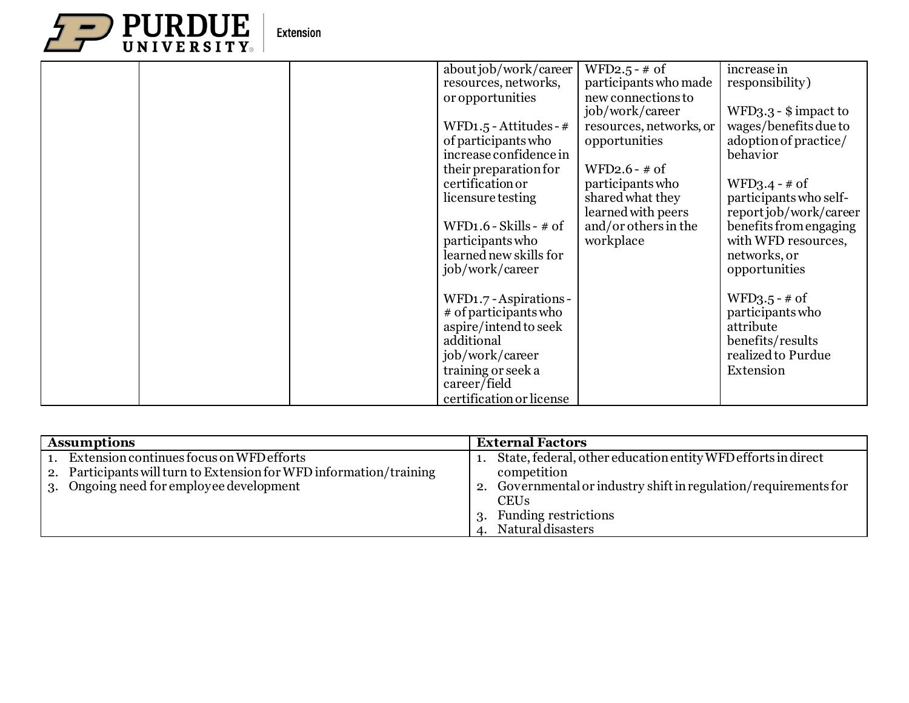| | | | | | |
|---|---|---|---|---|---|
| | | | about job/work/career resources, networks, or opportunities<br><br>WFD1.5 - Attitudes - # of participants who increase confidence in their preparation for certification or licensure testing<br><br>WFD1.6 - Skills - # of participants who learned new skills for job/work/career<br><br>WFD1.7 - Aspirations - # of participants who aspire/intend to seek additional job/work/career training or seek a career/field certification or license | WFD2.5 - # of participants who made new connections to job/work/career resources, networks, or opportunities<br><br>WFD2.6 - # of participants who shared what they learned with peers and/or others in the workplace | increase in responsibility)<br><br>WFD3.3 - $ impact to wages/benefits due to adoption of practice/behavior<br><br>WFD3.4 - # of participants who self-report job/work/career benefits from engaging with WFD resources, networks, or opportunities<br><br>WFD3.5 - # of participants who attribute benefits/results realized to Purdue Extension |

| Assumptions | External Factors |
|---|---|
| 1. Extension continues focus on WFD efforts<br>2. Participants will turn to Extension for WFD information/training<br>3. Ongoing need for employee development | 1. State, federal, other education entity WFD efforts in direct competition<br>2. Governmental or industry shift in regulation/requirements for CEUs<br>3. Funding restrictions<br>4. Natural disasters |